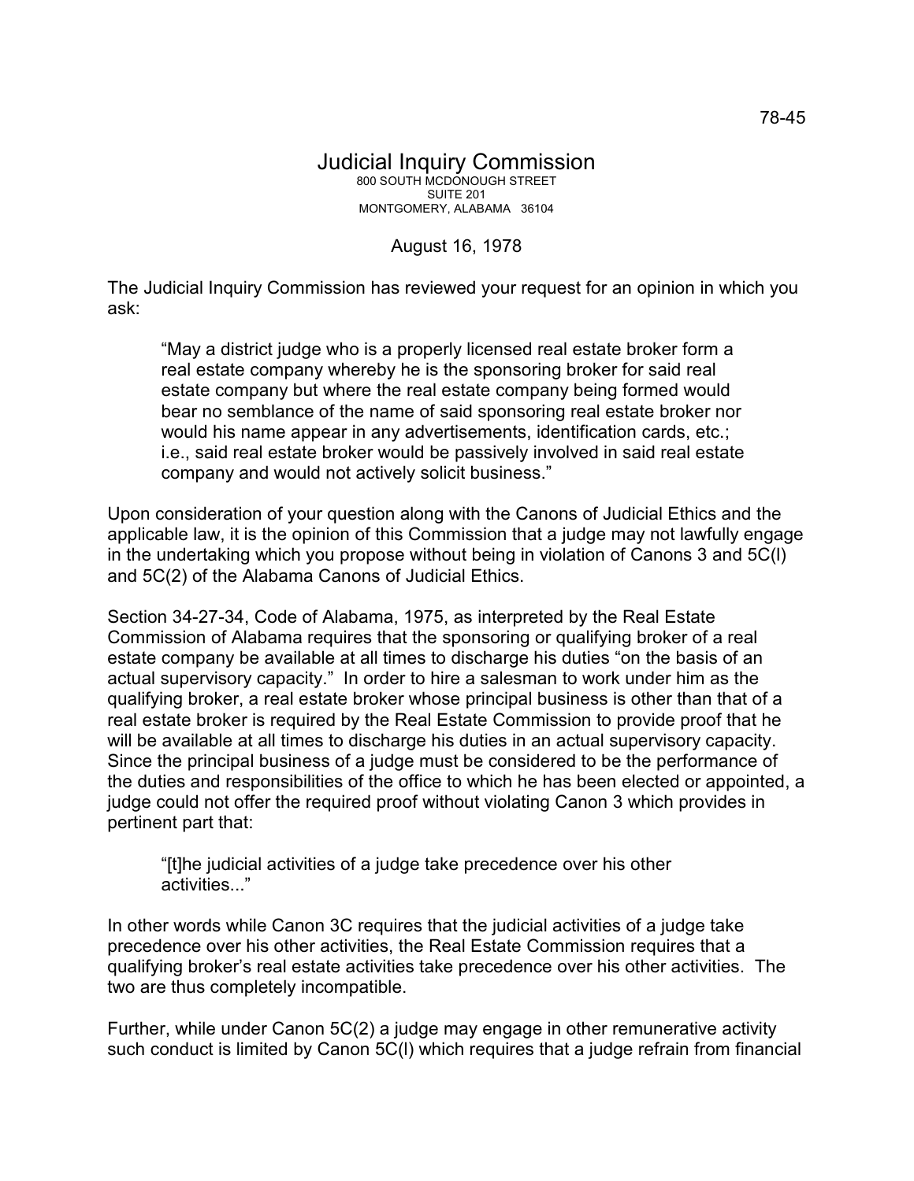78-45

# Judicial Inquiry Commission

800 SOUTH MCDONOUGH STREET
SUITE 201
MONTGOMERY, ALABAMA 36104

August 16, 1978

The Judicial Inquiry Commission has reviewed your request for an opinion in which you ask:

> "May a district judge who is a properly licensed real estate broker form a real estate company whereby he is the sponsoring broker for said real estate company but where the real estate company being formed would bear no semblance of the name of said sponsoring real estate broker nor would his name appear in any advertisements, identification cards, etc.; i.e., said real estate broker would be passively involved in said real estate company and would not actively solicit business."

Upon consideration of your question along with the Canons of Judicial Ethics and the applicable law, it is the opinion of this Commission that a judge may not lawfully engage in the undertaking which you propose without being in violation of Canons 3 and 5C(l) and 5C(2) of the Alabama Canons of Judicial Ethics.

Section 34-27-34, Code of Alabama, 1975, as interpreted by the Real Estate Commission of Alabama requires that the sponsoring or qualifying broker of a real estate company be available at all times to discharge his duties "on the basis of an actual supervisory capacity." In order to hire a salesman to work under him as the qualifying broker, a real estate broker whose principal business is other than that of a real estate broker is required by the Real Estate Commission to provide proof that he will be available at all times to discharge his duties in an actual supervisory capacity. Since the principal business of a judge must be considered to be the performance of the duties and responsibilities of the office to which he has been elected or appointed, a judge could not offer the required proof without violating Canon 3 which provides in pertinent part that:

> "[t]he judicial activities of a judge take precedence over his other activities..."

In other words while Canon 3C requires that the judicial activities of a judge take precedence over his other activities, the Real Estate Commission requires that a qualifying broker's real estate activities take precedence over his other activities. The two are thus completely incompatible.

Further, while under Canon 5C(2) a judge may engage in other remunerative activity such conduct is limited by Canon 5C(l) which requires that a judge refrain from financial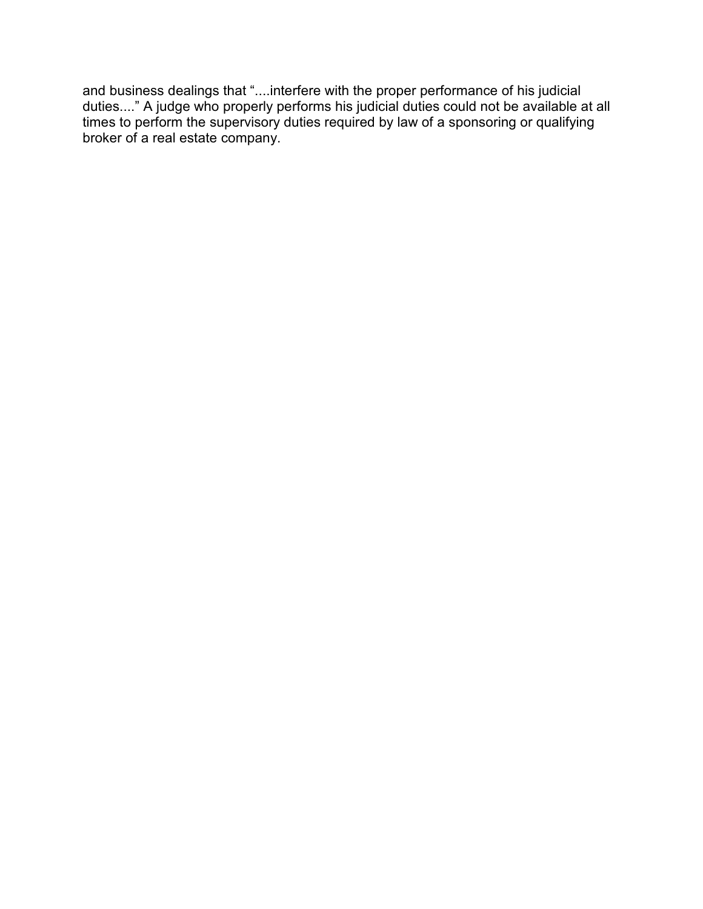and business dealings that "....interfere with the proper performance of his judicial duties...." A judge who properly performs his judicial duties could not be available at all times to perform the supervisory duties required by law of a sponsoring or qualifying broker of a real estate company.